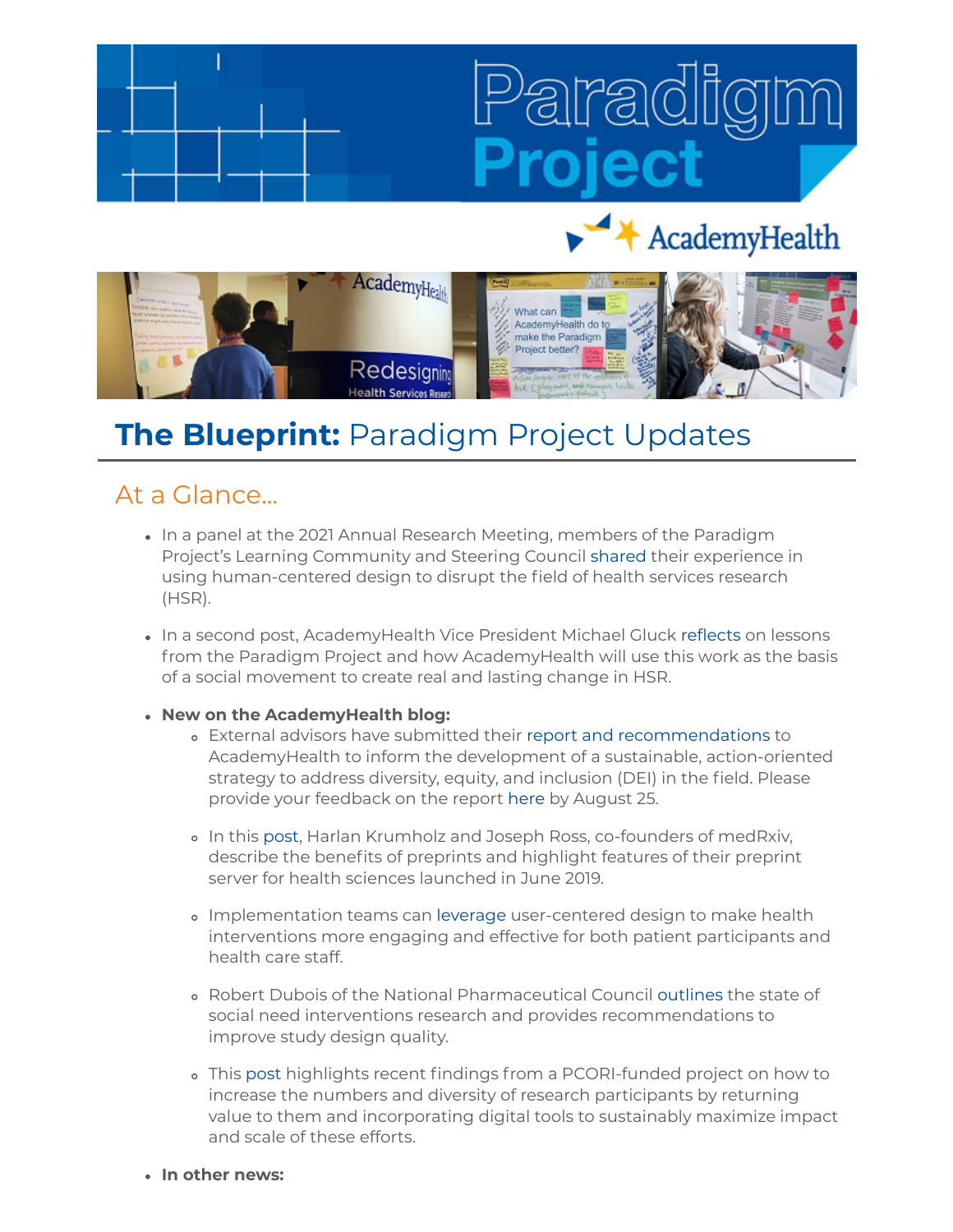# The Blueprint: Paradigm Project Updates

## At a Glance...

- In a panel at the 2021 Annual Research Meeting, members of the Paradigm Project's Learning Community and Steering Council shared their experience in using human-centered design to disrupt the field of health services research (HSR).
- In a second post, AcademyHealth Vice President Michael Gluck reflects on lessons from the Paradigm Project and how AcademyHealth will use this work as the basis of a social movement to create real and lasting change in HSR.
- **New on the AcademyHealth blog:**
  - External advisors have submitted their report and recommendations to AcademyHealth to inform the development of a sustainable, action-oriented strategy to address diversity, equity, and inclusion (DEI) in the field. Please provide your feedback on the report here by August 25.
  - In this post, Harlan Krumholz and Joseph Ross, co-founders of medRxiv, describe the benefits of preprints and highlight features of their preprint server for health sciences launched in June 2019.
  - Implementation teams can leverage user-centered design to make health interventions more engaging and effective for both patient participants and health care staff.
  - Robert Dubois of the National Pharmaceutical Council outlines the state of social need interventions research and provides recommendations to improve study design quality.
  - This post highlights recent findings from a PCORI-funded project on how to increase the numbers and diversity of research participants by returning value to them and incorporating digital tools to sustainably maximize impact and scale of these efforts.
- **In other news:**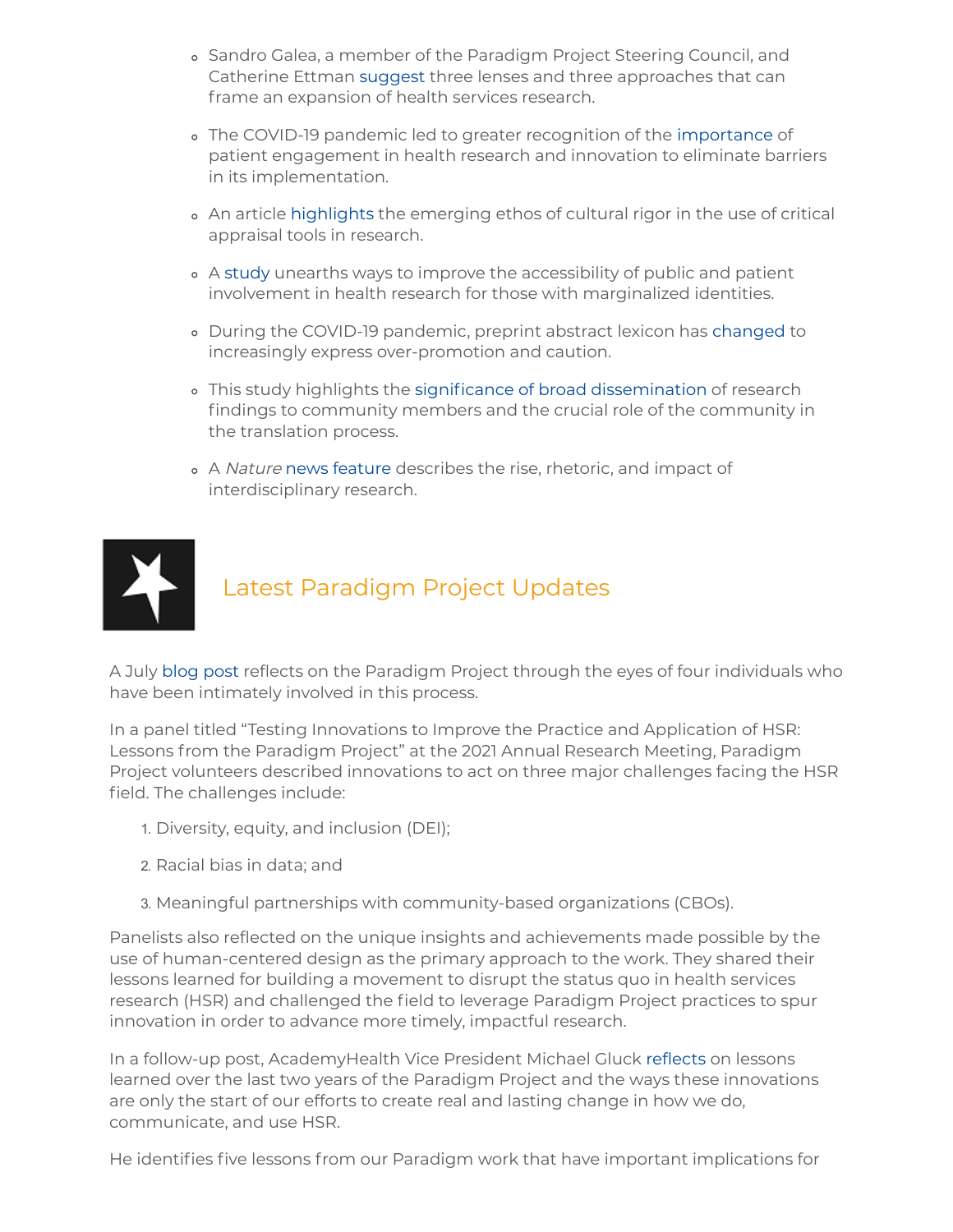- Sandro Galea, a member of the Paradigm Project Steering Council, and Catherine Ettman suggest three lenses and three approaches that can frame an expansion of health services research.
- The COVID-19 pandemic led to greater recognition of the importance of patient engagement in health research and innovation to eliminate barriers in its implementation.
- An article highlights the emerging ethos of cultural rigor in the use of critical appraisal tools in research.
- A study unearths ways to improve the accessibility of public and patient involvement in health research for those with marginalized identities.
- During the COVID-19 pandemic, preprint abstract lexicon has changed to increasingly express over-promotion and caution.
- This study highlights the significance of broad dissemination of research findings to community members and the crucial role of the community in the translation process.
- A *Nature* news feature describes the rise, rhetoric, and impact of interdisciplinary research.

## Latest Paradigm Project Updates

A July blog post reflects on the Paradigm Project through the eyes of four individuals who have been intimately involved in this process.

In a panel titled "Testing Innovations to Improve the Practice and Application of HSR: Lessons from the Paradigm Project" at the 2021 Annual Research Meeting, Paradigm Project volunteers described innovations to act on three major challenges facing the HSR field. The challenges include:

1. Diversity, equity, and inclusion (DEI);
2. Racial bias in data; and
3. Meaningful partnerships with community-based organizations (CBOs).

Panelists also reflected on the unique insights and achievements made possible by the use of human-centered design as the primary approach to the work. They shared their lessons learned for building a movement to disrupt the status quo in health services research (HSR) and challenged the field to leverage Paradigm Project practices to spur innovation in order to advance more timely, impactful research.

In a follow-up post, AcademyHealth Vice President Michael Gluck reflects on lessons learned over the last two years of the Paradigm Project and the ways these innovations are only the start of our efforts to create real and lasting change in how we do, communicate, and use HSR.

He identifies five lessons from our Paradigm work that have important implications for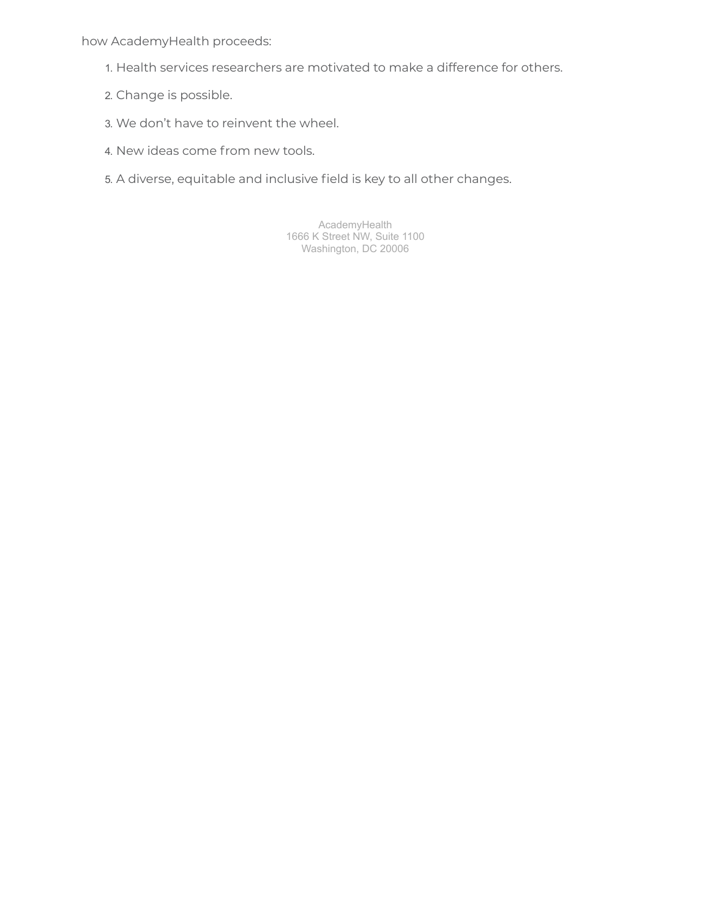how AcademyHealth proceeds:

1. Health services researchers are motivated to make a difference for others.
2. Change is possible.
3. We don't have to reinvent the wheel.
4. New ideas come from new tools.
5. A diverse, equitable and inclusive field is key to all other changes.

AcademyHealth
1666 K Street NW, Suite 1100
Washington, DC 20006